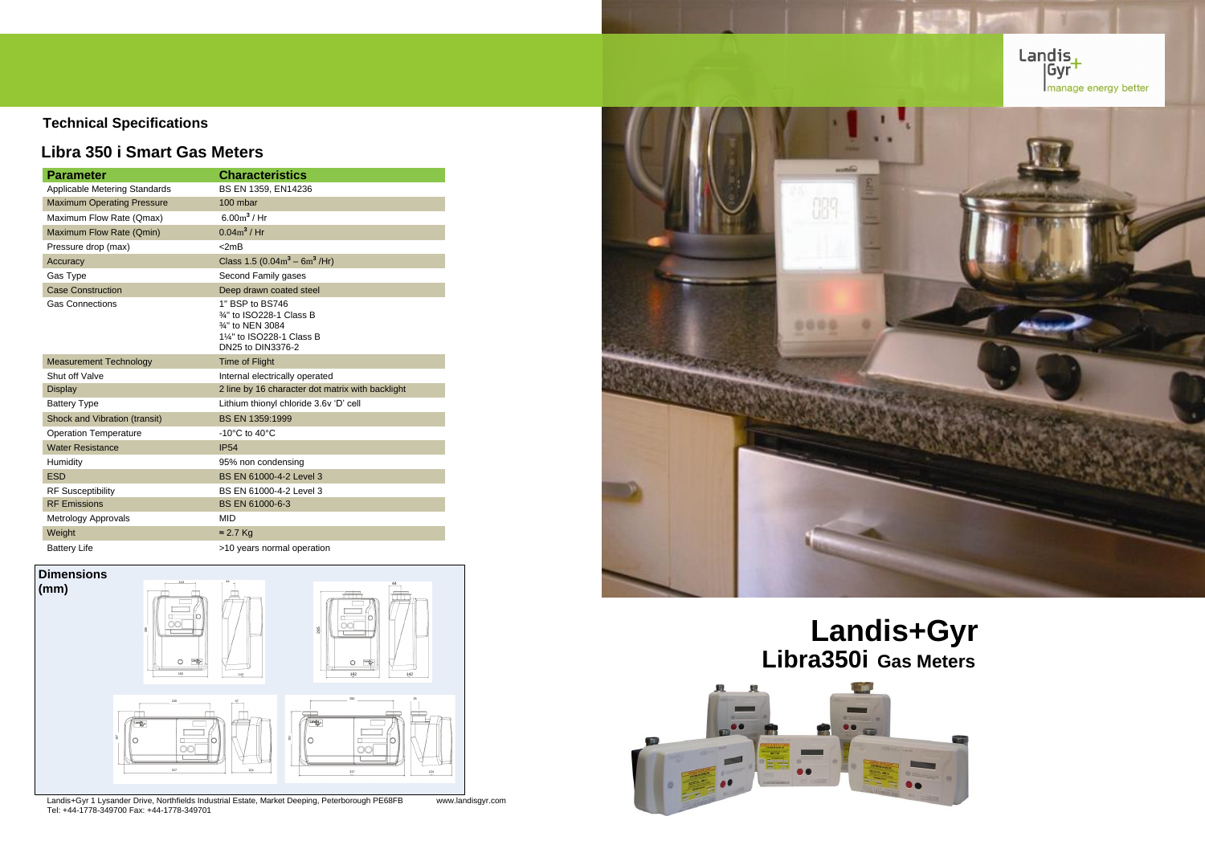## Technical Specifications

## Libra 350 i Smart Gas Meters

| Parameter | Characteristics |
|---|---|
| Applicable Metering Standards | BS EN 1359, EN14236 |
| Maximum Operating Pressure | 100 mbar |
| Maximum Flow Rate (Qmax) | $6.00m^3$ / Hr |
| Maximum Flow Rate (Qmin) | $0.04m^3$ / Hr |
| Pressure drop (max) | <2mB |
| Accuracy | Class 1.5 ($0.04m^3 – 6m^3$ /Hr) |
| Gas Type | Second Family gases |
| Case Construction | Deep drawn coated steel |
| Gas Connections | 1" BSP to BS746<br>¾" to ISO228-1 Class B<br>¾" to NEN 3084<br>1¼" to ISO228-1 Class B<br>DN25 to DIN3376-2 |
| Measurement Technology | Time of Flight |
| Shut off Valve | Internal electrically operated |
| Display | 2 line by 16 character dot matrix with backlight |
| Battery Type | Lithium thionyl chloride 3.6v 'D' cell |
| Shock and Vibration (transit) | BS EN 1359:1999 |
| Operation Temperature | -10°C to 40°C |
| Water Resistance | IP54 |
| Humidity | 95% non condensing |
| ESD | BS EN 61000-4-2 Level 3 |
| RF Susceptibility | BS EN 61000-4-2 Level 3 |
| RF Emissions | BS EN 61000-6-3 |
| Metrology Approvals | MID |
| Weight | ≈ 2.7 Kg |
| Battery Life | >10 years normal operation |

**Dimensions (mm)**

Landis+Gyr 1 Lysander Drive, Northfields Industrial Estate, Market Deeping, Peterborough PE68FB www.landisgyr.com
Tel: +44-1778-349700 Fax: +44-1778-349701

Landis+Gyr
manage energy better

# Landis+Gyr

## Libra350i Gas Meters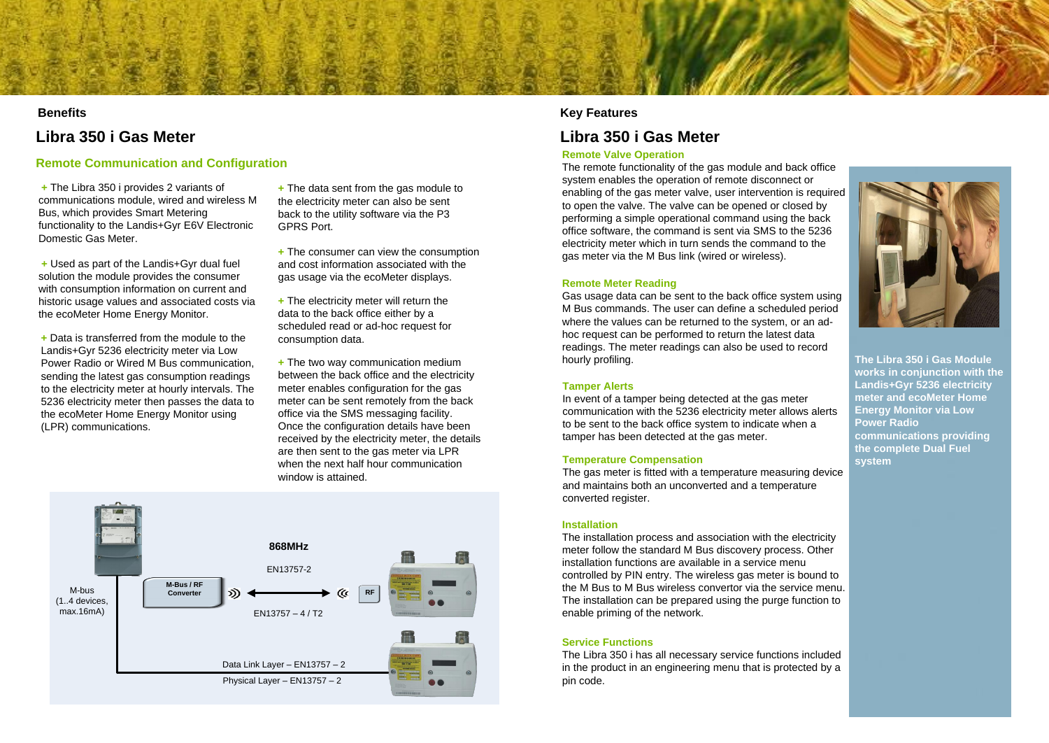**Benefits**

## Libra 350 i Gas Meter

### Remote Communication and Configuration

+ The Libra 350 i provides 2 variants of communications module, wired and wireless M Bus, which provides Smart Metering functionality to the Landis+Gyr E6V Electronic Domestic Gas Meter.

+ Used as part of the Landis+Gyr dual fuel solution the module provides the consumer with consumption information on current and historic usage values and associated costs via the ecoMeter Home Energy Monitor.

+ Data is transferred from the module to the Landis+Gyr 5236 electricity meter via Low Power Radio or Wired M Bus communication, sending the latest gas consumption readings to the electricity meter at hourly intervals. The 5236 electricity meter then passes the data to the ecoMeter Home Energy Monitor using (LPR) communications.

+ The data sent from the gas module to the electricity meter can also be sent back to the utility software via the P3 GPRS Port.

+ The consumer can view the consumption and cost information associated with the gas usage via the ecoMeter displays.

+ The electricity meter will return the data to the back office either by a scheduled read or ad-hoc request for consumption data.

+ The two way communication medium between the back office and the electricity meter enables configuration for the gas meter can be sent remotely from the back office via the SMS messaging facility. Once the configuration details have been received by the electricity meter, the details are then sent to the gas meter via LPR when the next half hour communication window is attained.

M-bus
(1..4 devices, max.16mA)

M-Bus / RF Converter

868MHz

EN13757-2

EN13757 – 4 / T2

RF

Data Link Layer – EN13757 – 2

Physical Layer – EN13757 – 2

**Key Features**

## Libra 350 i Gas Meter

### Remote Valve Operation

The remote functionality of the gas module and back office system enables the operation of remote disconnect or enabling of the gas meter valve, user intervention is required to open the valve. The valve can be opened or closed by performing a simple operational command using the back office software, the command is sent via SMS to the 5236 electricity meter which in turn sends the command to the gas meter via the M Bus link (wired or wireless).

### Remote Meter Reading

Gas usage data can be sent to the back office system using M Bus commands. The user can define a scheduled period where the values can be returned to the system, or an ad-hoc request can be performed to return the latest data readings. The meter readings can also be used to record hourly profiling.

### Tamper Alerts

In event of a tamper being detected at the gas meter communication with the 5236 electricity meter allows alerts to be sent to the back office system to indicate when a tamper has been detected at the gas meter.

### Temperature Compensation

The gas meter is fitted with a temperature measuring device and maintains both an unconverted and a temperature converted register.

### Installation

The installation process and association with the electricity meter follow the standard M Bus discovery process. Other installation functions are available in a service menu controlled by PIN entry. The wireless gas meter is bound to the M Bus to M Bus wireless convertor via the service menu. The installation can be prepared using the purge function to enable priming of the network.

### Service Functions

The Libra 350 i has all necessary service functions included in the product in an engineering menu that is protected by a pin code.

**The Libra 350 i Gas Module works in conjunction with the Landis+Gyr 5236 electricity meter and ecoMeter Home Energy Monitor via Low Power Radio communications providing the complete Dual Fuel system**